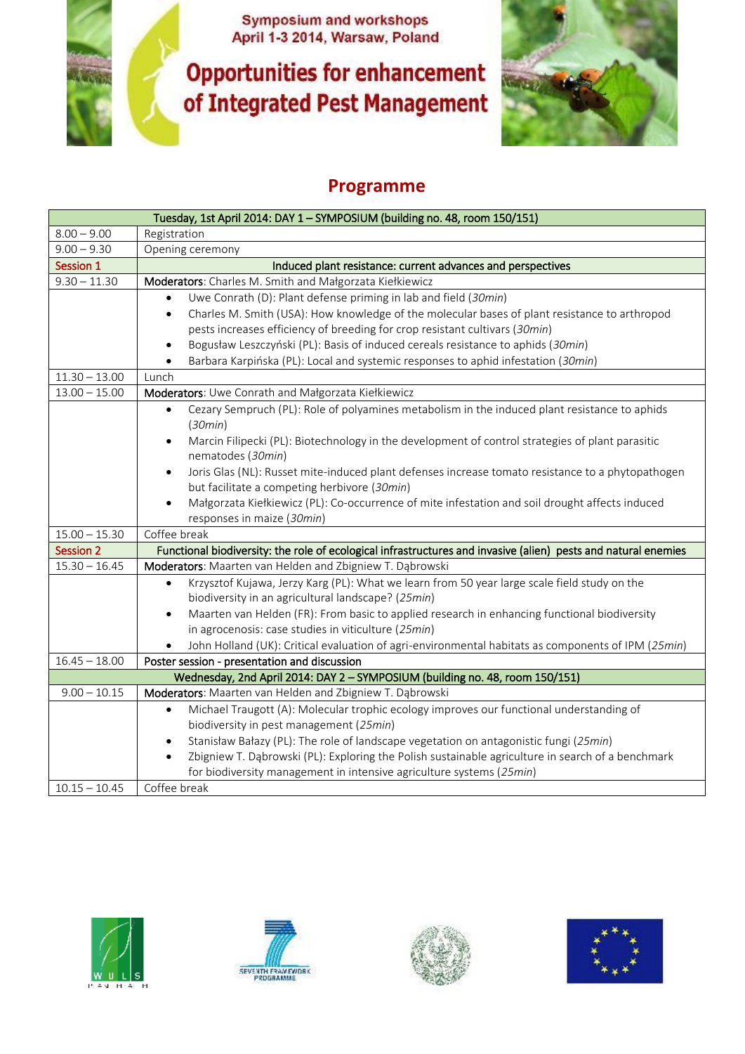Symposium and workshops
April 1-3 2014, Warsaw, Poland

# Opportunities for enhancement of Integrated Pest Management

## Programme

| Tuesday, 1st April 2014: DAY 1 – SYMPOSIUM (building no. 48, room 150/151) | |
|---|---|
| 8.00 – 9.00 | Registration |
| 9.00 – 9.30 | Opening ceremony |
| Session 1 | **Induced plant resistance: current advances and perspectives** |
| 9.30 – 11.30 | **Moderators**: Charles M. Smith and Małgorzata Kiełkiewicz |
| | • Uwe Conrath (D): Plant defense priming in lab and field (*30min*)<br>• Charles M. Smith (USA): How knowledge of the molecular bases of plant resistance to arthropod pests increases efficiency of breeding for crop resistant cultivars (*30min*)<br>• Bogusław Leszczyński (PL): Basis of induced cereals resistance to aphids (*30min*)<br>• Barbara Karpińska (PL): Local and systemic responses to aphid infestation (*30min*) |
| 11.30 – 13.00 | Lunch |
| 13.00 – 15.00 | **Moderators**: Uwe Conrath and Małgorzata Kiełkiewicz |
| | • Cezary Sempruch (PL): Role of polyamines metabolism in the induced plant resistance to aphids (*30min*)<br>• Marcin Filipecki (PL): Biotechnology in the development of control strategies of plant parasitic nematodes (*30min*)<br>• Joris Glas (NL): Russet mite-induced plant defenses increase tomato resistance to a phytopathogen but facilitate a competing herbivore (*30min*)<br>• Małgorzata Kiełkiewicz (PL): Co-occurrence of mite infestation and soil drought affects induced responses in maize (*30min*) |
| 15.00 – 15.30 | Coffee break |
| Session 2 | **Functional biodiversity: the role of ecological infrastructures and invasive (alien) pests and natural enemies** |
| 15.30 – 16.45 | **Moderators**: Maarten van Helden and Zbigniew T. Dąbrowski |
| | • Krzysztof Kujawa, Jerzy Karg (PL): What we learn from 50 year large scale field study on the biodiversity in an agricultural landscape? (*25min*)<br>• Maarten van Helden (FR): From basic to applied research in enhancing functional biodiversity in agrocenosis: case studies in viticulture (*25min*)<br>• John Holland (UK): Critical evaluation of agri-environmental habitats as components of IPM (*25min*) |
| 16.45 – 18.00 | **Poster session - presentation and discussion** |
| **Wednesday, 2nd April 2014: DAY 2 – SYMPOSIUM (building no. 48, room 150/151)** | |
| 9.00 – 10.15 | **Moderators**: Maarten van Helden and Zbigniew T. Dąbrowski |
| | • Michael Traugott (A): Molecular trophic ecology improves our functional understanding of biodiversity in pest management (*25min*)<br>• Stanisław Bałazy (PL): The role of landscape vegetation on antagonistic fungi (*25min*)<br>• Zbigniew T. Dąbrowski (PL): Exploring the Polish sustainable agriculture in search of a benchmark for biodiversity management in intensive agriculture systems (*25min*) |
| 10.15 – 10.45 | Coffee break |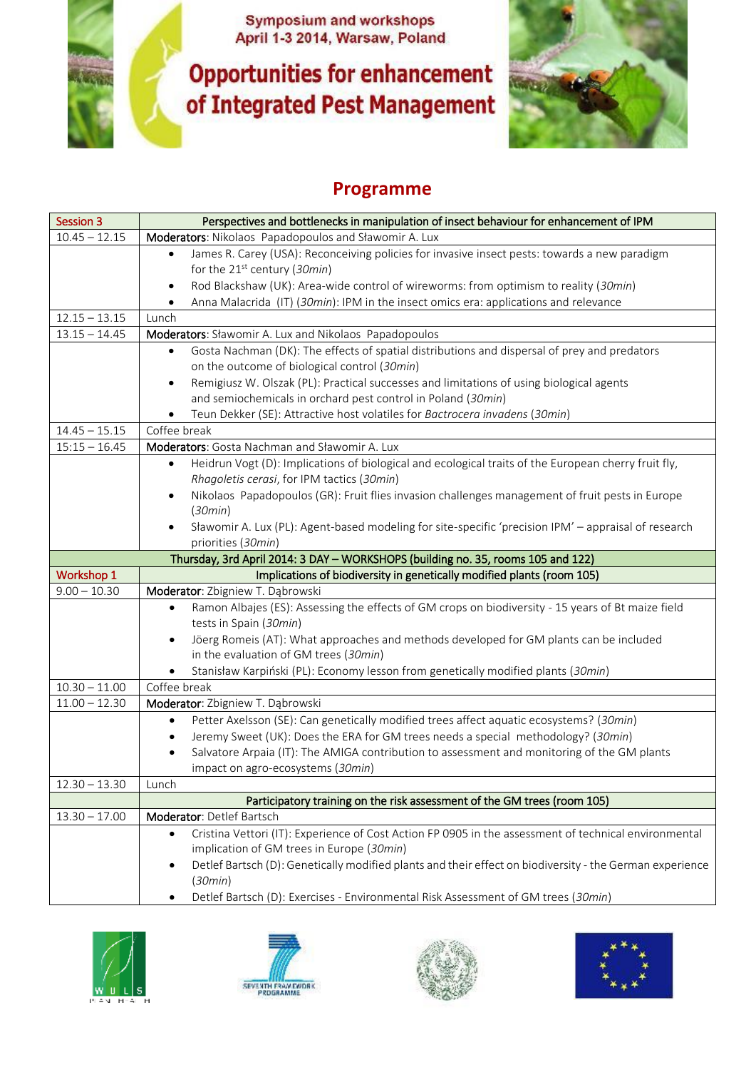Symposium and workshops
April 1-3 2014, Warsaw, Poland

# Opportunities for enhancement of Integrated Pest Management

## Programme

| Session 3 | Perspectives and bottlenecks in manipulation of insect behaviour for enhancement of IPM |
|---|---|
| 10.45 – 12.15 | **Moderators**: Nikolaos Papadopoulos and Sławomir A. Lux |
| | • James R. Carey (USA): Reconceiving policies for invasive insect pests: towards a new paradigm for the 21st century (*30min*)<br>• Rod Blackshaw (UK): Area-wide control of wireworms: from optimism to reality (*30min*)<br>• Anna Malacrida (IT) (*30min*): IPM in the insect omics era: applications and relevance |
| 12.15 – 13.15 | Lunch |
| 13.15 – 14.45 | **Moderators**: Sławomir A. Lux and Nikolaos Papadopoulos |
| | • Gosta Nachman (DK): The effects of spatial distributions and dispersal of prey and predators on the outcome of biological control (*30min*)<br>• Remigiusz W. Olszak (PL): Practical successes and limitations of using biological agents and semiochemicals in orchard pest control in Poland (*30min*)<br>• Teun Dekker (SE): Attractive host volatiles for *Bactrocera invadens* (*30min*) |
| 14.45 – 15.15 | Coffee break |
| 15:15 – 16.45 | **Moderators**: Gosta Nachman and Sławomir A. Lux |
| | • Heidrun Vogt (D): Implications of biological and ecological traits of the European cherry fruit fly, *Rhagoletis cerasi*, for IPM tactics (*30min*)<br>• Nikolaos Papadopoulos (GR): Fruit flies invasion challenges management of fruit pests in Europe (*30min*)<br>• Sławomir A. Lux (PL): Agent-based modeling for site-specific 'precision IPM' – appraisal of research priorities (*30min*) |
| | **Thursday, 3rd April 2014: 3 DAY – WORKSHOPS (building no. 35, rooms 105 and 122)** |
| Workshop 1 | Implications of biodiversity in genetically modified plants (room 105) |
| 9.00 – 10.30 | **Moderator**: Zbigniew T. Dąbrowski |
| | • Ramon Albajes (ES): Assessing the effects of GM crops on biodiversity - 15 years of Bt maize field tests in Spain (*30min*)<br>• Jöerg Romeis (AT): What approaches and methods developed for GM plants can be included in the evaluation of GM trees (*30min*)<br>• Stanisław Karpiński (PL): Economy lesson from genetically modified plants (*30min*) |
| 10.30 – 11.00 | Coffee break |
| 11.00 – 12.30 | **Moderator**: Zbigniew T. Dąbrowski |
| | • Petter Axelsson (SE): Can genetically modified trees affect aquatic ecosystems? (*30min*)<br>• Jeremy Sweet (UK): Does the ERA for GM trees needs a special methodology? (*30min*)<br>• Salvatore Arpaia (IT): The AMIGA contribution to assessment and monitoring of the GM plants impact on agro-ecosystems (*30min*) |
| 12.30 – 13.30 | Lunch |
| | Participatory training on the risk assessment of the GM trees (room 105) |
| 13.30 – 17.00 | **Moderator**: Detlef Bartsch |
| | • Cristina Vettori (IT): Experience of Cost Action FP 0905 in the assessment of technical environmental implication of GM trees in Europe (*30min*)<br>• Detlef Bartsch (D): Genetically modified plants and their effect on biodiversity - the German experience (*30min*)<br>• Detlef Bartsch (D): Exercises - Environmental Risk Assessment of GM trees (*30min*) |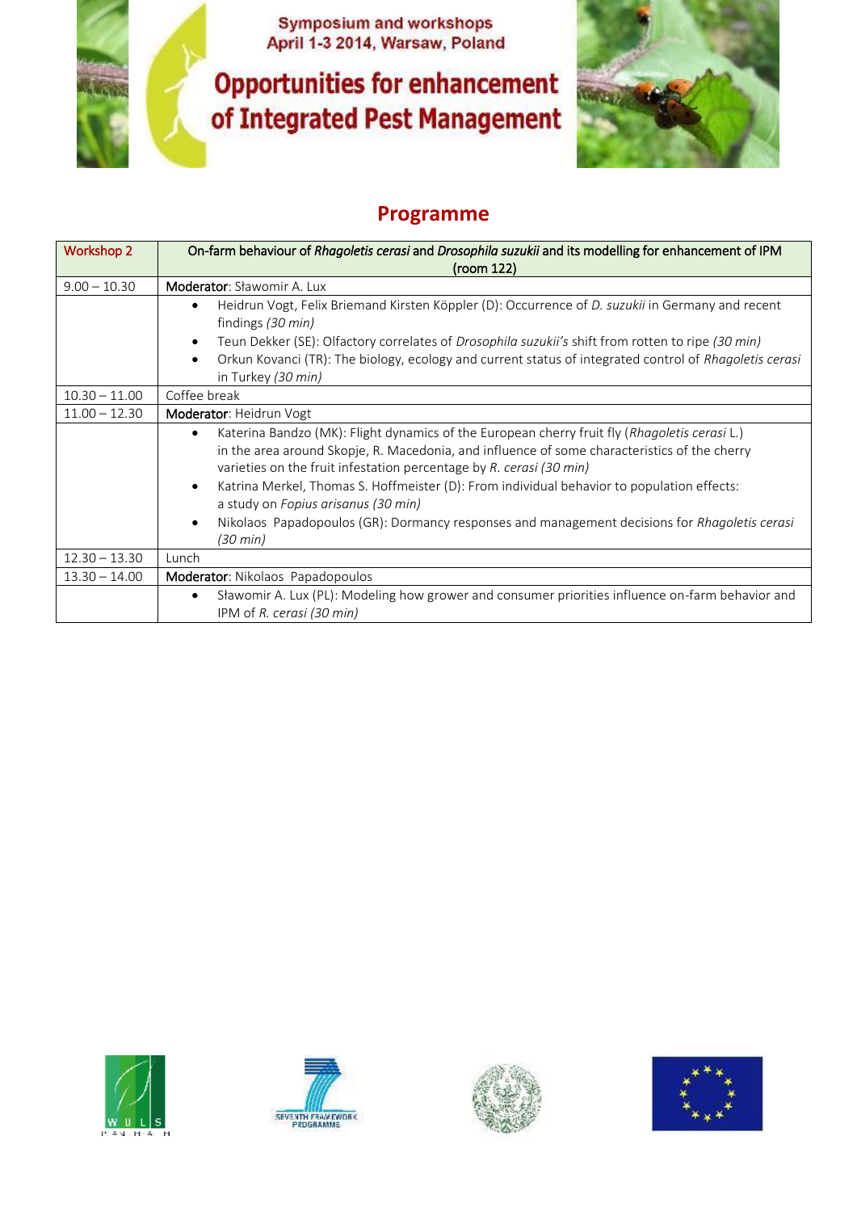Symposium and workshops
April 1-3 2014, Warsaw, Poland

# Opportunities for enhancement of Integrated Pest Management

## Programme

| Workshop 2 | On-farm behaviour of *Rhagoletis cerasi* and *Drosophila suzukii* and its modelling for enhancement of IPM (room 122) |
|---|---|
| 9.00 – 10.30 | **Moderator**: Sławomir A. Lux |
| | • Heidrun Vogt, Felix Briemand Kirsten Köppler (D): Occurrence of *D. suzukii* in Germany and recent findings *(30 min)*<br>• Teun Dekker (SE): Olfactory correlates of *Drosophila suzukii's* shift from rotten to ripe *(30 min)*<br>• Orkun Kovanci (TR): The biology, ecology and current status of integrated control of *Rhagoletis cerasi* in Turkey *(30 min)* |
| 10.30 – 11.00 | Coffee break |
| 11.00 – 12.30 | **Moderator**: Heidrun Vogt |
| | • Katerina Bandzo (MK): Flight dynamics of the European cherry fruit fly (*Rhagoletis cerasi* L.) in the area around Skopje, R. Macedonia, and influence of some characteristics of the cherry varieties on the fruit infestation percentage by *R. cerasi (30 min)*<br>• Katrina Merkel, Thomas S. Hoffmeister (D): From individual behavior to population effects: a study on *Fopius arisanus (30 min)*<br>• Nikolaos Papadopoulos (GR): Dormancy responses and management decisions for *Rhagoletis cerasi (30 min)* |
| 12.30 – 13.30 | Lunch |
| 13.30 – 14.00 | **Moderator**: Nikolaos Papadopoulos |
| | • Sławomir A. Lux (PL): Modeling how grower and consumer priorities influence on-farm behavior and IPM of *R. cerasi (30 min)* |